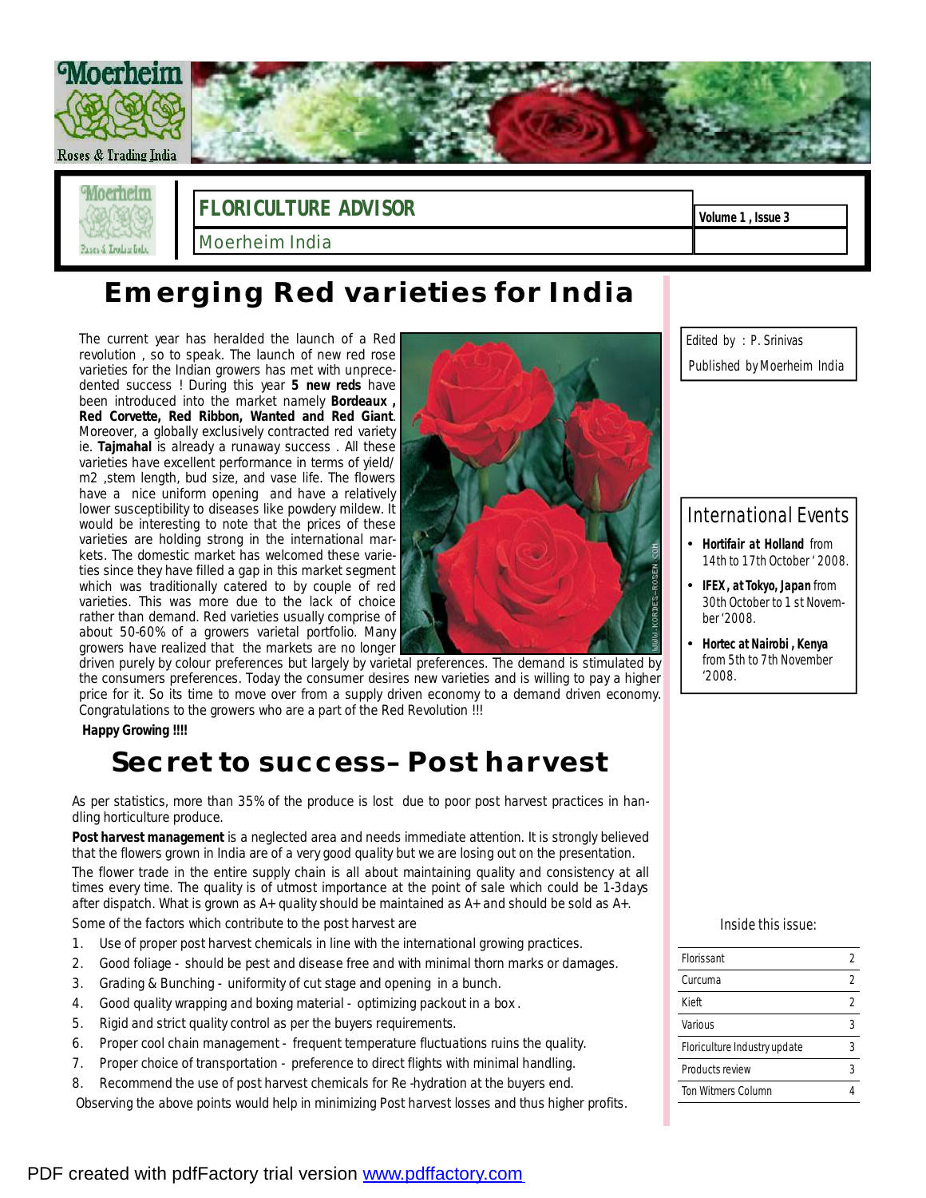# FLORICULTURE ADVISOR

Moerheim India

Volume 1 , Issue 3

Edited by : P. Srinivas

Published by Moerheim India

## Emerging Red varieties for India

The current year has heralded the launch of a Red revolution , so to speak. The launch of new red rose varieties for the Indian growers has met with unprecedented success ! During this year **5 new reds** have been introduced into the market namely **Bordeaux , Red Corvette, Red Ribbon, Wanted and Red Giant**. Moreover, a globally exclusively contracted red variety ie. **Tajmahal** is already a runaway success . All these varieties have excellent performance in terms of yield/ m2 ,stem length, bud size, and vase life. The flowers have a nice uniform opening and have a relatively lower susceptibility to diseases like powdery mildew. It would be interesting to note that the prices of these varieties are holding strong in the international markets. The domestic market has welcomed these varieties since they have filled a gap in this market segment which was traditionally catered to by couple of red varieties. This was more due to the lack of choice rather than demand. Red varieties usually comprise of about 50-60% of a growers varietal portfolio. Many growers have realized that the markets are no longer driven purely by colour preferences but largely by varietal preferences. The demand is stimulated by the consumers preferences. Today the consumer desires new varieties and is willing to pay a higher price for it. So its time to move over from a supply driven economy to a demand driven economy. Congratulations to the growers who are a part of the Red Revolution !!!

**Happy Growing !!!!**

## Secret to success– Post harvest

As per statistics, more than 35% of the produce is lost due to poor post harvest practices in handling horticulture produce.

**Post harvest management** is a neglected area and needs immediate attention. It is strongly believed that the flowers grown in India are of a very good quality but we are losing out on the presentation.

The flower trade in the entire supply chain is all about maintaining quality and consistency at all times every time. The quality is of utmost importance at the point of sale which could be 1-3days after dispatch. What is grown as A+ quality should be maintained as A+ and should be sold as A+.

Some of the factors which contribute to the post harvest are

1. Use of proper post harvest chemicals in line with the international growing practices.
2. Good foliage - should be pest and disease free and with minimal thorn marks or damages.
3. Grading & Bunching - uniformity of cut stage and opening in a bunch.
4. Good quality wrapping and boxing material - optimizing packout in a box .
5. Rigid and strict quality control as per the buyers requirements.
6. Proper cool chain management - frequent temperature fluctuations ruins the quality.
7. Proper choice of transportation - preference to direct flights with minimal handling.
8. Recommend the use of post harvest chemicals for Re -hydration at the buyers end.

Observing the above points would help in minimizing Post harvest losses and thus higher profits.

### International Events

- ***Hortifair at Holland*** from 14th to 17th October ' 2008.
- ***IFEX, at Tokyo, Japan*** from 30th October to 1 st November '2008.
- ***Hortec at Nairobi , Kenya*** from 5th to 7th November '2008.

### Inside this issue:

| | |
|---|---|
| Florissant | 2 |
| Curcuma | 2 |
| Kieft | 2 |
| Various | 3 |
| Floriculture Industry update | 3 |
| Products review | 3 |
| Ton Witmers Column | 4 |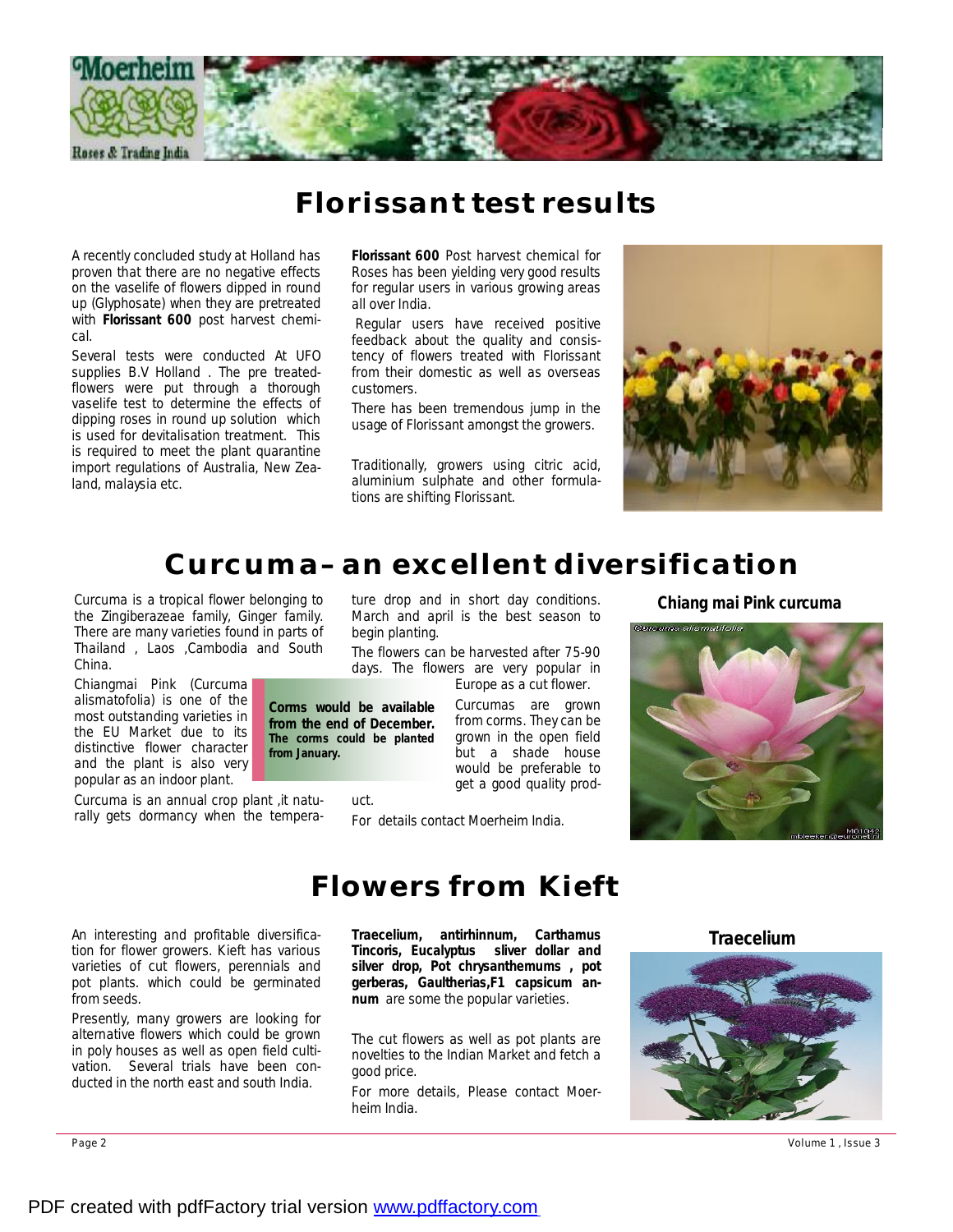# Florissant test results

A recently concluded study at Holland has proven that there are no negative effects on the vaselife of flowers dipped in round up (Glyphosate) when they are pretreated with **Florissant 600** post harvest chemical.

Several tests were conducted At UFO supplies B.V Holland . The pre treated-flowers were put through a thorough vaselife test to determine the effects of dipping roses in round up solution which is used for devitalisation treatment. This is required to meet the plant quarantine import regulations of Australia, New Zealand, malaysia etc.

**Florissant 600** Post harvest chemical for Roses has been yielding very good results for regular users in various growing areas all over India.

Regular users have received positive feedback about the quality and consistency of flowers treated with Florissant from their domestic as well as overseas customers.

There has been tremendous jump in the usage of Florissant amongst the growers.

Traditionally, growers using citric acid, aluminium sulphate and other formulations are shifting Florissant.

# Curcuma– an excellent diversification

Curcuma is a tropical flower belonging to the Zingiberazeae family, Ginger family. There are many varieties found in parts of Thailand , Laos ,Cambodia and South China.

Chiangmai Pink (Curcuma alismatofolia) is one of the most outstanding varieties in the EU Market due to its distinctive flower character and the plant is also very popular as an indoor plant.

Curcuma is an annual crop plant ,it naturally gets dormancy when the temperature drop and in short day conditions. March and april is the best season to begin planting.

The flowers can be harvested after 75-90 days. The flowers are very popular in Europe as a cut flower.

**Corms would be available from the end of December. The corms could be planted from January.**

Curcumas are grown from corms. They can be grown in the open field but a shade house would be preferable to get a good quality product.

For details contact Moerheim India.

**Chiang mai Pink curcuma**

# Flowers from Kieft

An interesting and profitable diversification for flower growers. Kieft has various varieties of cut flowers, perennials and pot plants. which could be germinated from seeds.

Presently, many growers are looking for alternative flowers which could be grown in poly houses as well as open field cultivation. Several trials have been conducted in the north east and south India.

**Traecelium, antirhinnum, Carthamus Tincoris, Eucalyptus sliver dollar and silver drop, Pot chrysanthemums , pot gerberas, Gaultherias,F1 capsicum annum** are some the popular varieties.

The cut flowers as well as pot plants are novelties to the Indian Market and fetch a good price.

For more details, Please contact Moerheim India.

**Traecelium**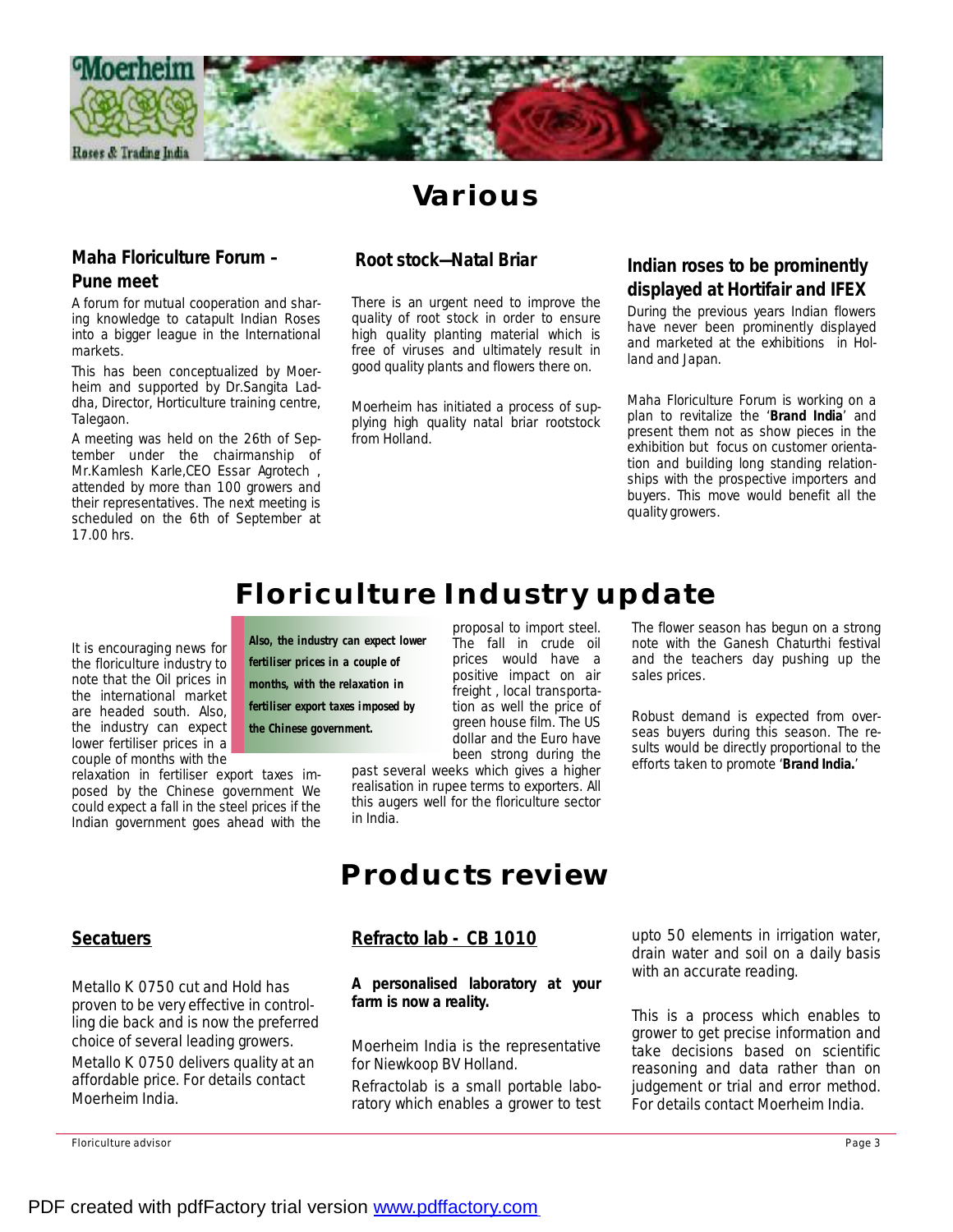# Various

### Maha Floriculture Forum – Pune meet

A forum for mutual cooperation and sharing knowledge to catapult Indian Roses into a bigger league in the International markets.

This has been conceptualized by Moerheim and supported by Dr.Sangita Laddha, Director, Horticulture training centre, Talegaon.

A meeting was held on the 26th of September under the chairmanship of Mr.Kamlesh Karle,CEO Essar Agrotech , attended by more than 100 growers and their representatives. The next meeting is scheduled on the 6th of September at 17.00 hrs.

### Root stock—Natal Briar

There is an urgent need to improve the quality of root stock in order to ensure high quality planting material which is free of viruses and ultimately result in good quality plants and flowers there on.

Moerheim has initiated a process of supplying high quality natal briar rootstock from Holland.

### Indian roses to be prominently displayed at Hortifair and IFEX

During the previous years Indian flowers have never been prominently displayed and marketed at the exhibitions in Holland and Japan.

Maha Floriculture Forum is working on a plan to revitalize the '**Brand India**' and present them not as show pieces in the exhibition but focus on customer orientation and building long standing relationships with the prospective importers and buyers. This move would benefit all the quality growers.

# Floriculture Industry update

It is encouraging news for the floriculture industry to note that the Oil prices in the international market are headed south. Also, the industry can expect lower fertiliser prices in a couple of months with the relaxation in fertiliser export taxes imposed by the Chinese government We could expect a fall in the steel prices if the Indian government goes ahead with the proposal to import steel. The fall in crude oil prices would have a positive impact on air freight , local transportation as well the price of green house film. The US dollar and the Euro have been strong during the past several weeks which gives a higher realisation in rupee terms to exporters. All this augers well for the floriculture sector in India.

> ***Also, the industry can expect lower fertiliser prices in a couple of months, with the relaxation in fertiliser export taxes imposed by the Chinese government.***

The flower season has begun on a strong note with the Ganesh Chaturthi festival and the teachers day pushing up the sales prices.

Robust demand is expected from overseas buyers during this season. The results would be directly proportional to the efforts taken to promote '**Brand India.**'

# Products review

### Secateurs

Metallo K 0750 cut and Hold has proven to be very effective in controlling die back and is now the preferred choice of several leading growers.

Metallo K 0750 delivers quality at an affordable price. For details contact Moerheim India.

### Refracto lab - CB 1010

**A personalised laboratory at your farm is now a reality.**

Moerheim India is the representative for Niewkoop BV Holland.

Refractolab is a small portable laboratory which enables a grower to test upto 50 elements in irrigation water, drain water and soil on a daily basis with an accurate reading.

This is a process which enables to grower to get precise information and take decisions based on scientific reasoning and data rather than on judgement or trial and error method. For details contact Moerheim India.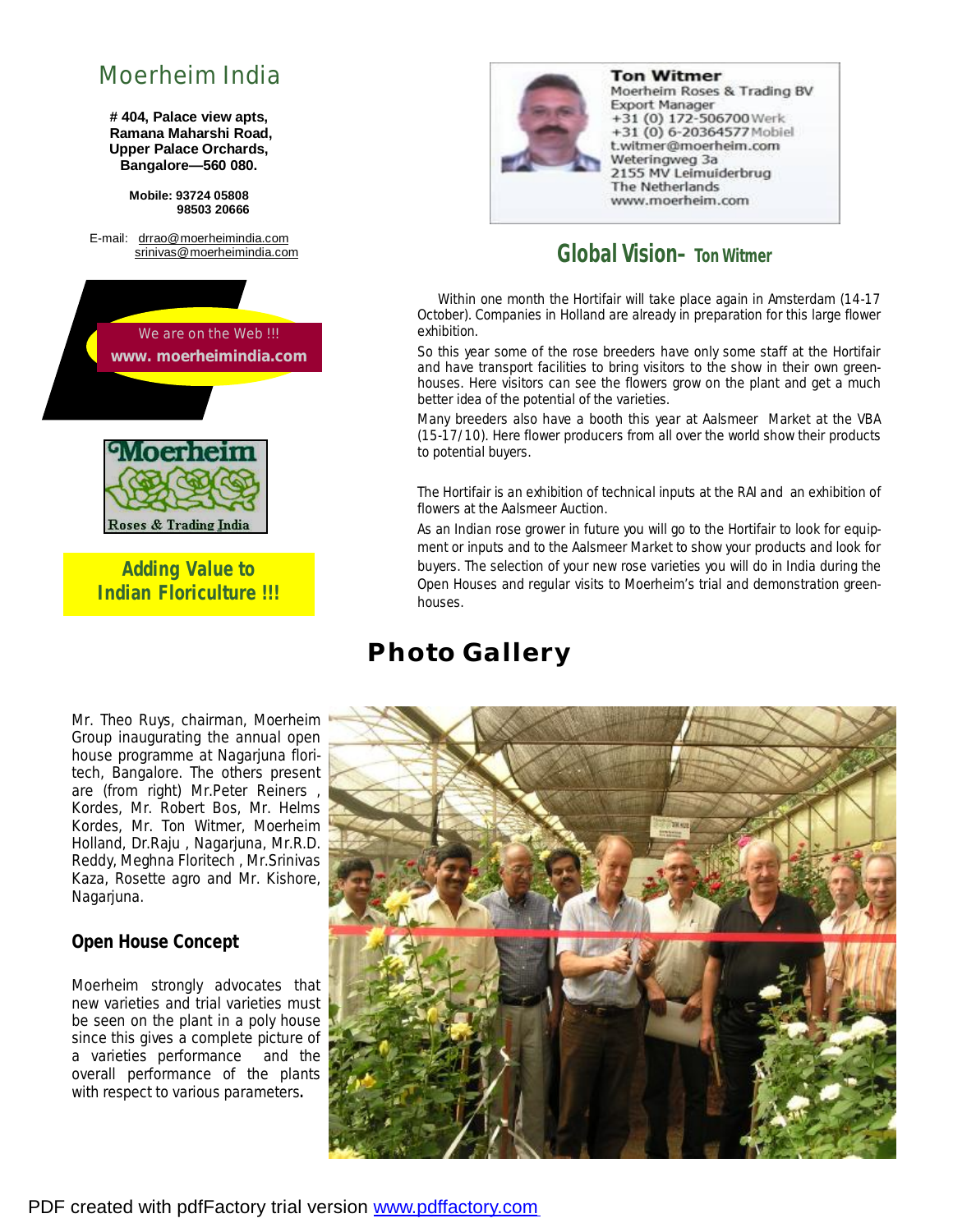## Moerheim India

**# 404, Palace view apts,**
**Ramana Maharshi Road,**
**Upper Palace Orchards,**
**Bangalore—560 080.**

**Mobile: 93724 05808**
**98503 20666**

E-mail: drrao@moerheimindia.com
srinivas@moerheimindia.com

We are on the Web !!!
**www. moerheimindia.com**

Moerheim
Roses & Trading India

**Adding Value to Indian Floriculture !!!**

**Ton Witmer**
Moerheim Roses & Trading BV
Export Manager
+31 (0) 172-506700 Werk
+31 (0) 6-20364577 Mobiel
t.witmer@moerheim.com
Weteringweg 3a
2155 MV Leimuiderbrug
The Netherlands
www.moerheim.com

## Global Vision- Ton Witmer

Within one month the Hortifair will take place again in Amsterdam (14-17 October). Companies in Holland are already in preparation for this large flower exhibition.

So this year some of the rose breeders have only some staff at the Hortifair and have transport facilities to bring visitors to the show in their own greenhouses. Here visitors can see the flowers grow on the plant and get a much better idea of the potential of the varieties.

Many breeders also have a booth this year at Aalsmeer Market at the VBA (15-17/10). Here flower producers from all over the world show their products to potential buyers.

The Hortifair is an exhibition of technical inputs at the RAI and an exhibition of flowers at the Aalsmeer Auction.

As an Indian rose grower in future you will go to the Hortifair to look for equipment or inputs and to the Aalsmeer Market to show your products and look for buyers. The selection of your new rose varieties you will do in India during the Open Houses and regular visits to Moerheim's trial and demonstration greenhouses.

# Photo Gallery

Mr. Theo Ruys, chairman, Moerheim Group inaugurating the annual open house programme at Nagarjuna floritech, Bangalore. The others present are (from right) Mr.Peter Reiners , Kordes, Mr. Robert Bos, Mr. Helms Kordes, Mr. Ton Witmer, Moerheim Holland, Dr.Raju , Nagarjuna, Mr.R.D. Reddy, Meghna Floritech , Mr.Srinivas Kaza, Rosette agro and Mr. Kishore, Nagarjuna.

### Open House Concept

Moerheim strongly advocates that new varieties and trial varieties must be seen on the plant in a poly house since this gives a complete picture of a varieties performance and the overall performance of the plants with respect to various parameters.